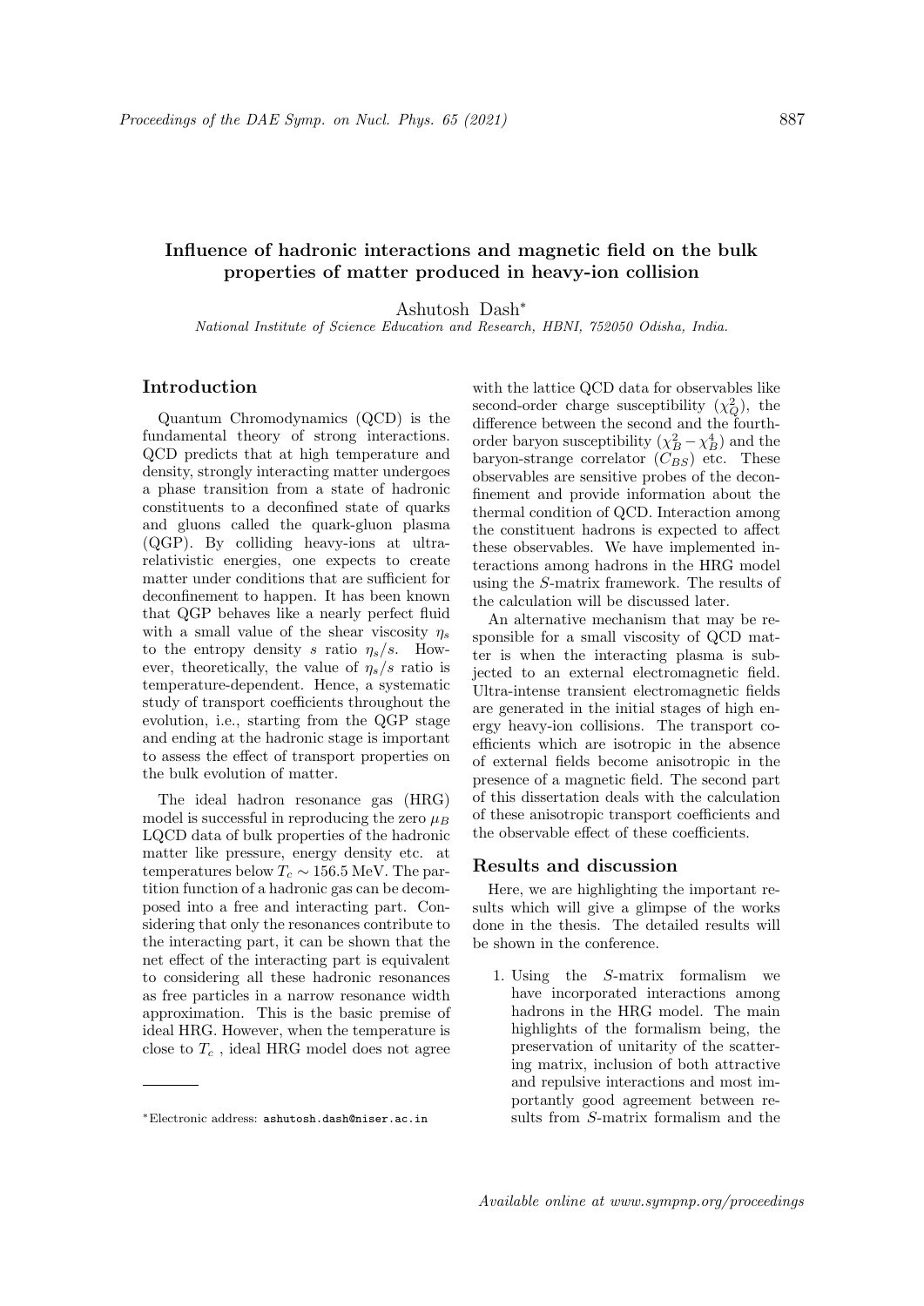# Influence of hadronic interactions and magnetic field on the bulk properties of matter produced in heavy-ion collision

Ashutosh Dash*

*National Institute of Science Education and Research, HBNI, 752050 Odisha, India.*

## Introduction

Quantum Chromodynamics (QCD) is the fundamental theory of strong interactions. QCD predicts that at high temperature and density, strongly interacting matter undergoes a phase transition from a state of hadronic constituents to a deconfined state of quarks and gluons called the quark-gluon plasma (QGP). By colliding heavy-ions at ultra-relativistic energies, one expects to create matter under conditions that are sufficient for deconfinement to happen. It has been known that QGP behaves like a nearly perfect fluid with a small value of the shear viscosity $\eta_s$ to the entropy density $s$ ratio $\eta_s/s$. However, theoretically, the value of $\eta_s/s$ ratio is temperature-dependent. Hence, a systematic study of transport coefficients throughout the evolution, i.e., starting from the QGP stage and ending at the hadronic stage is important to assess the effect of transport properties on the bulk evolution of matter.

The ideal hadron resonance gas (HRG) model is successful in reproducing the zero $\mu_B$ LQCD data of bulk properties of the hadronic matter like pressure, energy density etc. at temperatures below $T_c \sim 156.5$ MeV. The partition function of a hadronic gas can be decomposed into a free and interacting part. Considering that only the resonances contribute to the interacting part, it can be shown that the net effect of the interacting part is equivalent to considering all these hadronic resonances as free particles in a narrow resonance width approximation. This is the basic premise of ideal HRG. However, when the temperature is close to $T_c$ , ideal HRG model does not agree with the lattice QCD data for observables like second-order charge susceptibility ($\chi_Q^2$), the difference between the second and the fourth-order baryon susceptibility ($\chi_B^2 - \chi_B^4$) and the baryon-strange correlator ($C_{BS}$) etc. These observables are sensitive probes of the deconfinement and provide information about the thermal condition of QCD. Interaction among the constituent hadrons is expected to affect these observables. We have implemented interactions among hadrons in the HRG model using the $S$-matrix framework. The results of the calculation will be discussed later.

An alternative mechanism that may be responsible for a small viscosity of QCD matter is when the interacting plasma is subjected to an external electromagnetic field. Ultra-intense transient electromagnetic fields are generated in the initial stages of high energy heavy-ion collisions. The transport coefficients which are isotropic in the absence of external fields become anisotropic in the presence of a magnetic field. The second part of this dissertation deals with the calculation of these anisotropic transport coefficients and the observable effect of these coefficients.

## Results and discussion

Here, we are highlighting the important results which will give a glimpse of the works done in the thesis. The detailed results will be shown in the conference.

1. Using the $S$-matrix formalism we have incorporated interactions among hadrons in the HRG model. The main highlights of the formalism being, the preservation of unitarity of the scattering matrix, inclusion of both attractive and repulsive interactions and most importantly good agreement between results from $S$-matrix formalism and the

*Electronic address: ashutosh.dash@niser.ac.in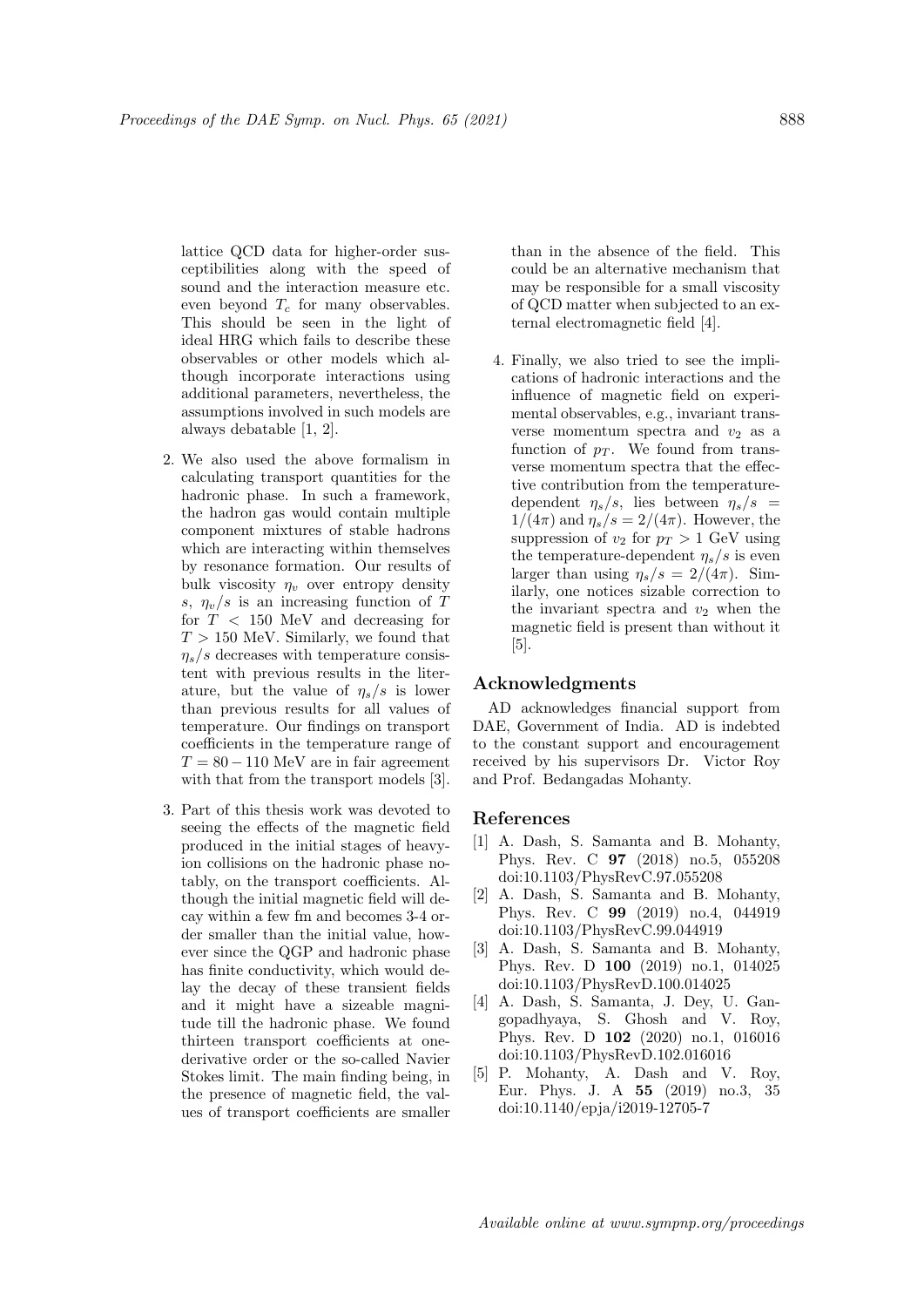lattice QCD data for higher-order susceptibilities along with the speed of sound and the interaction measure etc. even beyond $T_c$ for many observables. This should be seen in the light of ideal HRG which fails to describe these observables or other models which although incorporate interactions using additional parameters, nevertheless, the assumptions involved in such models are always debatable [1, 2].

2. We also used the above formalism in calculating transport quantities for the hadronic phase. In such a framework, the hadron gas would contain multiple component mixtures of stable hadrons which are interacting within themselves by resonance formation. Our results of bulk viscosity $\eta_v$ over entropy density $s$, $\eta_v/s$ is an increasing function of $T$ for $T < 150$ MeV and decreasing for $T > 150$ MeV. Similarly, we found that $\eta_s/s$ decreases with temperature consistent with previous results in the literature, but the value of $\eta_s/s$ is lower than previous results for all values of temperature. Our findings on transport coefficients in the temperature range of $T = 80 - 110$ MeV are in fair agreement with that from the transport models [3].

3. Part of this thesis work was devoted to seeing the effects of the magnetic field produced in the initial stages of heavy-ion collisions on the hadronic phase notably, on the transport coefficients. Although the initial magnetic field will decay within a few fm and becomes 3-4 order smaller than the initial value, however since the QGP and hadronic phase has finite conductivity, which would delay the decay of these transient fields and it might have a sizeable magnitude till the hadronic phase. We found thirteen transport coefficients at one-derivative order or the so-called Navier Stokes limit. The main finding being, in the presence of magnetic field, the values of transport coefficients are smaller than in the absence of the field. This could be an alternative mechanism that may be responsible for a small viscosity of QCD matter when subjected to an external electromagnetic field [4].

4. Finally, we also tried to see the implications of hadronic interactions and the influence of magnetic field on experimental observables, e.g., invariant transverse momentum spectra and $v_2$ as a function of $p_T$. We found from transverse momentum spectra that the effective contribution from the temperature-dependent $\eta_s/s$, lies between $\eta_s/s = 1/(4\pi)$ and $\eta_s/s = 2/(4\pi)$. However, the suppression of $v_2$ for $p_T > 1$ GeV using the temperature-dependent $\eta_s/s$ is even larger than using $\eta_s/s = 2/(4\pi)$. Similarly, one notices sizable correction to the invariant spectra and $v_2$ when the magnetic field is present than without it [5].

## Acknowledgments

AD acknowledges financial support from DAE, Government of India. AD is indebted to the constant support and encouragement received by his supervisors Dr. Victor Roy and Prof. Bedangadas Mohanty.

## References

[1] A. Dash, S. Samanta and B. Mohanty, Phys. Rev. C **97** (2018) no.5, 055208 doi:10.1103/PhysRevC.97.055208

[2] A. Dash, S. Samanta and B. Mohanty, Phys. Rev. C **99** (2019) no.4, 044919 doi:10.1103/PhysRevC.99.044919

[3] A. Dash, S. Samanta and B. Mohanty, Phys. Rev. D **100** (2019) no.1, 014025 doi:10.1103/PhysRevD.100.014025

[4] A. Dash, S. Samanta, J. Dey, U. Gangopadhyaya, S. Ghosh and V. Roy, Phys. Rev. D **102** (2020) no.1, 016016 doi:10.1103/PhysRevD.102.016016

[5] P. Mohanty, A. Dash and V. Roy, Eur. Phys. J. A **55** (2019) no.3, 35 doi:10.1140/epja/i2019-12705-7